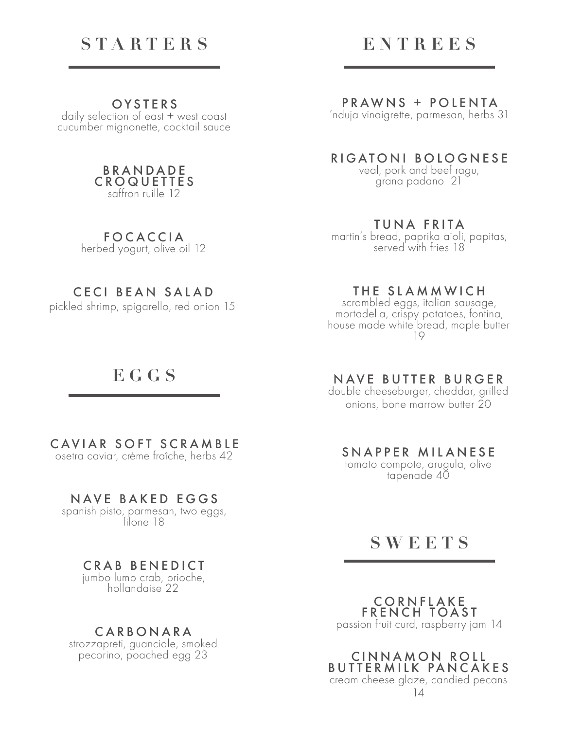## STARTERS

### OYSTERS
daily selection of east + west coast
cucumber mignonette, cocktail sauce

### BRANDADE CROQUETTES
saffron ruille 12

### FOCACCIA
herbed yogurt, olive oil 12

### CECI BEAN SALAD
pickled shrimp, spigarello, red onion 15

## EGGS

### CAVIAR SOFT SCRAMBLE
osetra caviar, crème fraîche, herbs 42

### NAVE BAKED EGGS
spanish pisto, parmesan, two eggs, filone 18

### CRAB BENEDICT
jumbo lumb crab, brioche, hollandaise 22

### CARBONARA
strozzapreti, guanciale, smoked pecorino, poached egg 23

## ENTREES

### PRAWNS + POLENTA
'nduja vinaigrette, parmesan, herbs 31

### RIGATONI BOLOGNESE
veal, pork and beef ragu, grana padano 21

### TUNA FRITA
martin's bread, paprika aioli, papitas, served with fries 18

### THE SLAMMWICH
scrambled eggs, italian sausage, mortadella, crispy potatoes, fontina, house made white bread, maple butter 19

### NAVE BUTTER BURGER
double cheeseburger, cheddar, grilled onions, bone marrow butter 20

### SNAPPER MILANESE
tomato compote, arugula, olive tapenade 40

## SWEETS

### CORNFLAKE FRENCH TOAST
passion fruit curd, raspberry jam 14

### CINNAMON ROLL BUTTERMILK PANCAKES
cream cheese glaze, candied pecans 14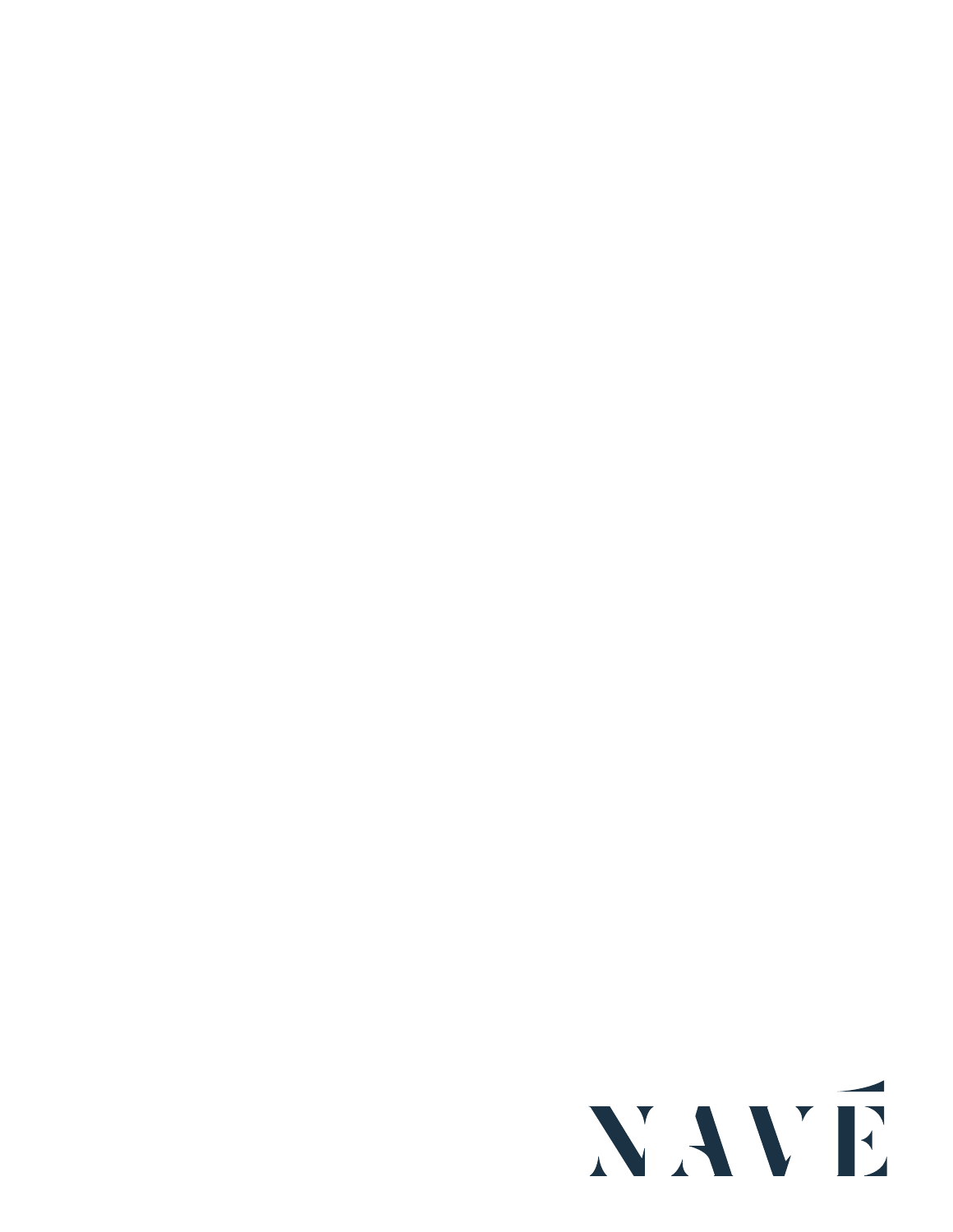NAVÉ